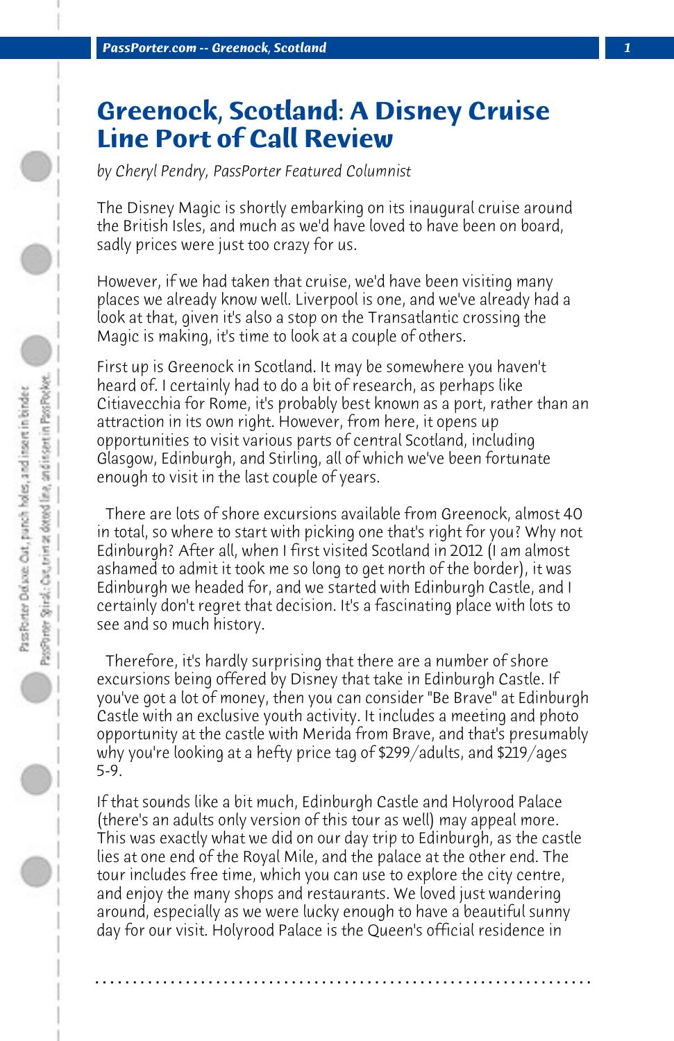# Greenock, Scotland: A Disney Cruise Line Port of Call Review

*by Cheryl Pendry, PassPorter Featured Columnist*

The Disney Magic is shortly embarking on its inaugural cruise around the British Isles, and much as we'd have loved to have been on board, sadly prices were just too crazy for us.

However, if we had taken that cruise, we'd have been visiting many places we already know well. Liverpool is one, and we've already had a look at that, given it's also a stop on the Transatlantic crossing the Magic is making, it's time to look at a couple of others.

First up is Greenock in Scotland. It may be somewhere you haven't heard of. I certainly had to do a bit of research, as perhaps like Citiavecchia for Rome, it's probably best known as a port, rather than an attraction in its own right. However, from here, it opens up opportunities to visit various parts of central Scotland, including Glasgow, Edinburgh, and Stirling, all of which we've been fortunate enough to visit in the last couple of years.

There are lots of shore excursions available from Greenock, almost 40 in total, so where to start with picking one that's right for you? Why not Edinburgh? After all, when I first visited Scotland in 2012 (I am almost ashamed to admit it took me so long to get north of the border), it was Edinburgh we headed for, and we started with Edinburgh Castle, and I certainly don't regret that decision. It's a fascinating place with lots to see and so much history.

Therefore, it's hardly surprising that there are a number of shore excursions being offered by Disney that take in Edinburgh Castle. If you've got a lot of money, then you can consider "Be Brave" at Edinburgh Castle with an exclusive youth activity. It includes a meeting and photo opportunity at the castle with Merida from Brave, and that's presumably why you're looking at a hefty price tag of $299/adults, and $219/ages 5-9.

If that sounds like a bit much, Edinburgh Castle and Holyrood Palace (there's an adults only version of this tour as well) may appeal more. This was exactly what we did on our day trip to Edinburgh, as the castle lies at one end of the Royal Mile, and the palace at the other end. The tour includes free time, which you can use to explore the city centre, and enjoy the many shops and restaurants. We loved just wandering around, especially as we were lucky enough to have a beautiful sunny day for our visit. Holyrood Palace is the Queen's official residence in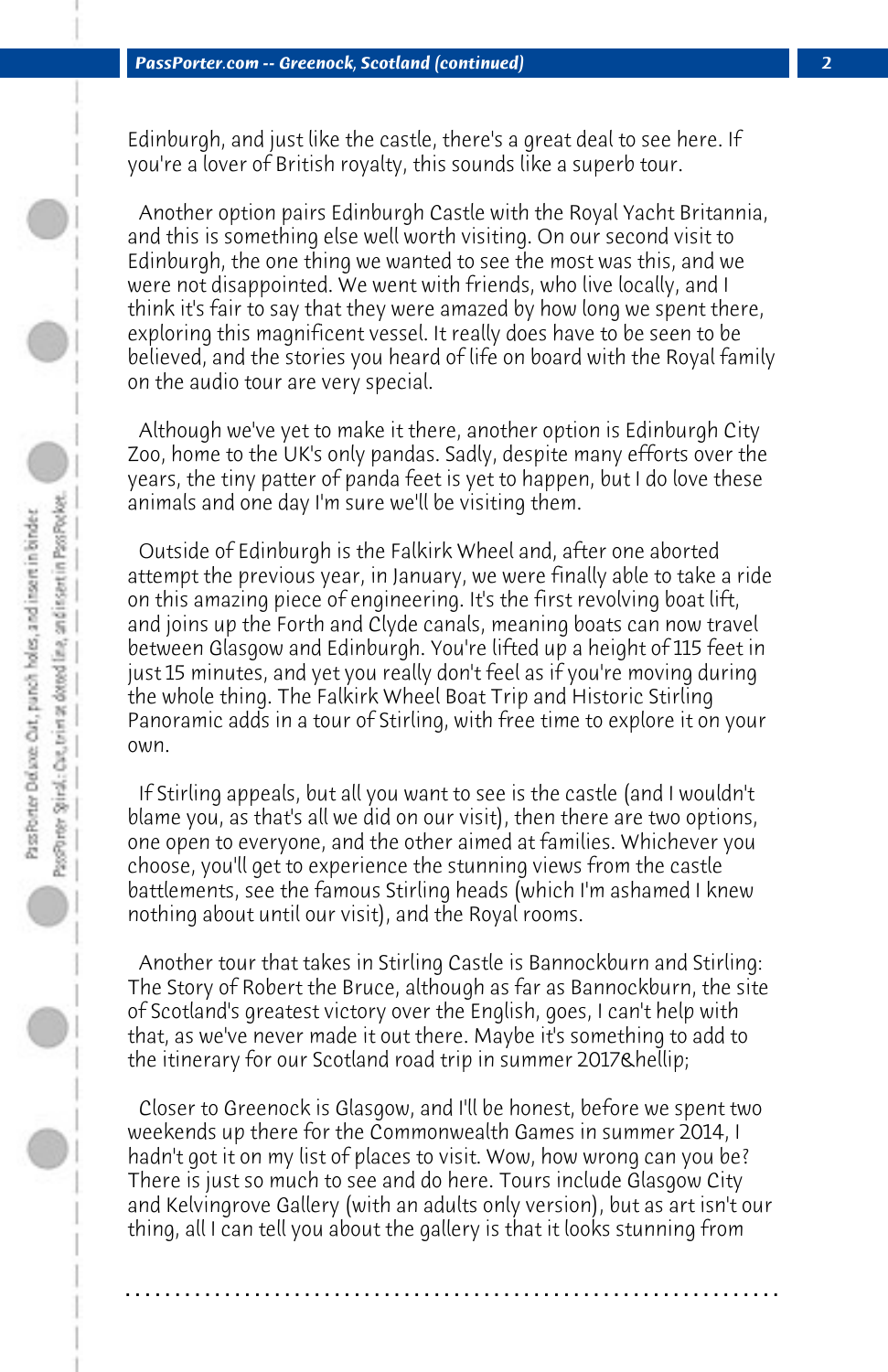Edinburgh, and just like the castle, there's a great deal to see here. If you're a lover of British royalty, this sounds like a superb tour.

Another option pairs Edinburgh Castle with the Royal Yacht Britannia, and this is something else well worth visiting. On our second visit to Edinburgh, the one thing we wanted to see the most was this, and we were not disappointed. We went with friends, who live locally, and I think it's fair to say that they were amazed by how long we spent there, exploring this magnificent vessel. It really does have to be seen to be believed, and the stories you heard of life on board with the Royal family on the audio tour are very special.

Although we've yet to make it there, another option is Edinburgh City Zoo, home to the UK's only pandas. Sadly, despite many efforts over the years, the tiny patter of panda feet is yet to happen, but I do love these animals and one day I'm sure we'll be visiting them.

Outside of Edinburgh is the Falkirk Wheel and, after one aborted attempt the previous year, in January, we were finally able to take a ride on this amazing piece of engineering. It's the first revolving boat lift, and joins up the Forth and Clyde canals, meaning boats can now travel between Glasgow and Edinburgh. You're lifted up a height of 115 feet in just 15 minutes, and yet you really don't feel as if you're moving during the whole thing. The Falkirk Wheel Boat Trip and Historic Stirling Panoramic adds in a tour of Stirling, with free time to explore it on your own.

If Stirling appeals, but all you want to see is the castle (and I wouldn't blame you, as that's all we did on our visit), then there are two options, one open to everyone, and the other aimed at families. Whichever you choose, you'll get to experience the stunning views from the castle battlements, see the famous Stirling heads (which I'm ashamed I knew nothing about until our visit), and the Royal rooms.

Another tour that takes in Stirling Castle is Bannockburn and Stirling: The Story of Robert the Bruce, although as far as Bannockburn, the site of Scotland's greatest victory over the English, goes, I can't help with that, as we've never made it out there. Maybe it's something to add to the itinerary for our Scotland road trip in summer 2017&hellip;

Closer to Greenock is Glasgow, and I'll be honest, before we spent two weekends up there for the Commonwealth Games in summer 2014, I hadn't got it on my list of places to visit. Wow, how wrong can you be? There is just so much to see and do here. Tours include Glasgow City and Kelvingrove Gallery (with an adults only version), but as art isn't our thing, all I can tell you about the gallery is that it looks stunning from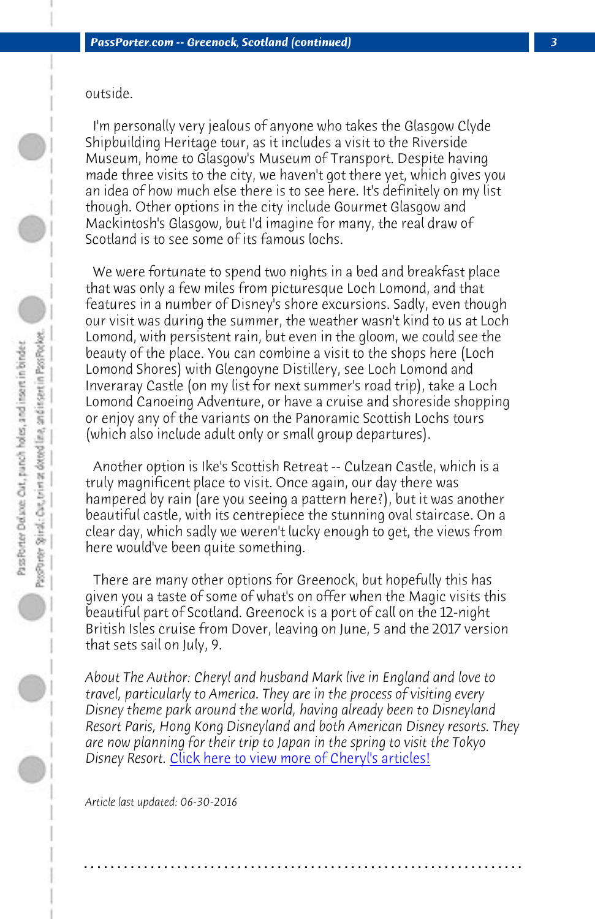outside.

I'm personally very jealous of anyone who takes the Glasgow Clyde Shipbuilding Heritage tour, as it includes a visit to the Riverside Museum, home to Glasgow's Museum of Transport. Despite having made three visits to the city, we haven't got there yet, which gives you an idea of how much else there is to see here. It's definitely on my list though. Other options in the city include Gourmet Glasgow and Mackintosh's Glasgow, but I'd imagine for many, the real draw of Scotland is to see some of its famous lochs.

We were fortunate to spend two nights in a bed and breakfast place that was only a few miles from picturesque Loch Lomond, and that features in a number of Disney's shore excursions. Sadly, even though our visit was during the summer, the weather wasn't kind to us at Loch Lomond, with persistent rain, but even in the gloom, we could see the beauty of the place. You can combine a visit to the shops here (Loch Lomond Shores) with Glengoyne Distillery, see Loch Lomond and Inveraray Castle (on my list for next summer's road trip), take a Loch Lomond Canoeing Adventure, or have a cruise and shoreside shopping or enjoy any of the variants on the Panoramic Scottish Lochs tours (which also include adult only or small group departures).

Another option is Ike's Scottish Retreat -- Culzean Castle, which is a truly magnificent place to visit. Once again, our day there was hampered by rain (are you seeing a pattern here?), but it was another beautiful castle, with its centrepiece the stunning oval staircase. On a clear day, which sadly we weren't lucky enough to get, the views from here would've been quite something.

There are many other options for Greenock, but hopefully this has given you a taste of some of what's on offer when the Magic visits this beautiful part of Scotland. Greenock is a port of call on the 12-night British Isles cruise from Dover, leaving on June, 5 and the 2017 version that sets sail on July, 9.

*About The Author: Cheryl and husband Mark live in England and love to travel, particularly to America. They are in the process of visiting every Disney theme park around the world, having already been to Disneyland Resort Paris, Hong Kong Disneyland and both American Disney resorts. They are now planning for their trip to Japan in the spring to visit the Tokyo Disney Resort.* Click here to view more of Cheryl's articles!

*Article last updated: 06-30-2016*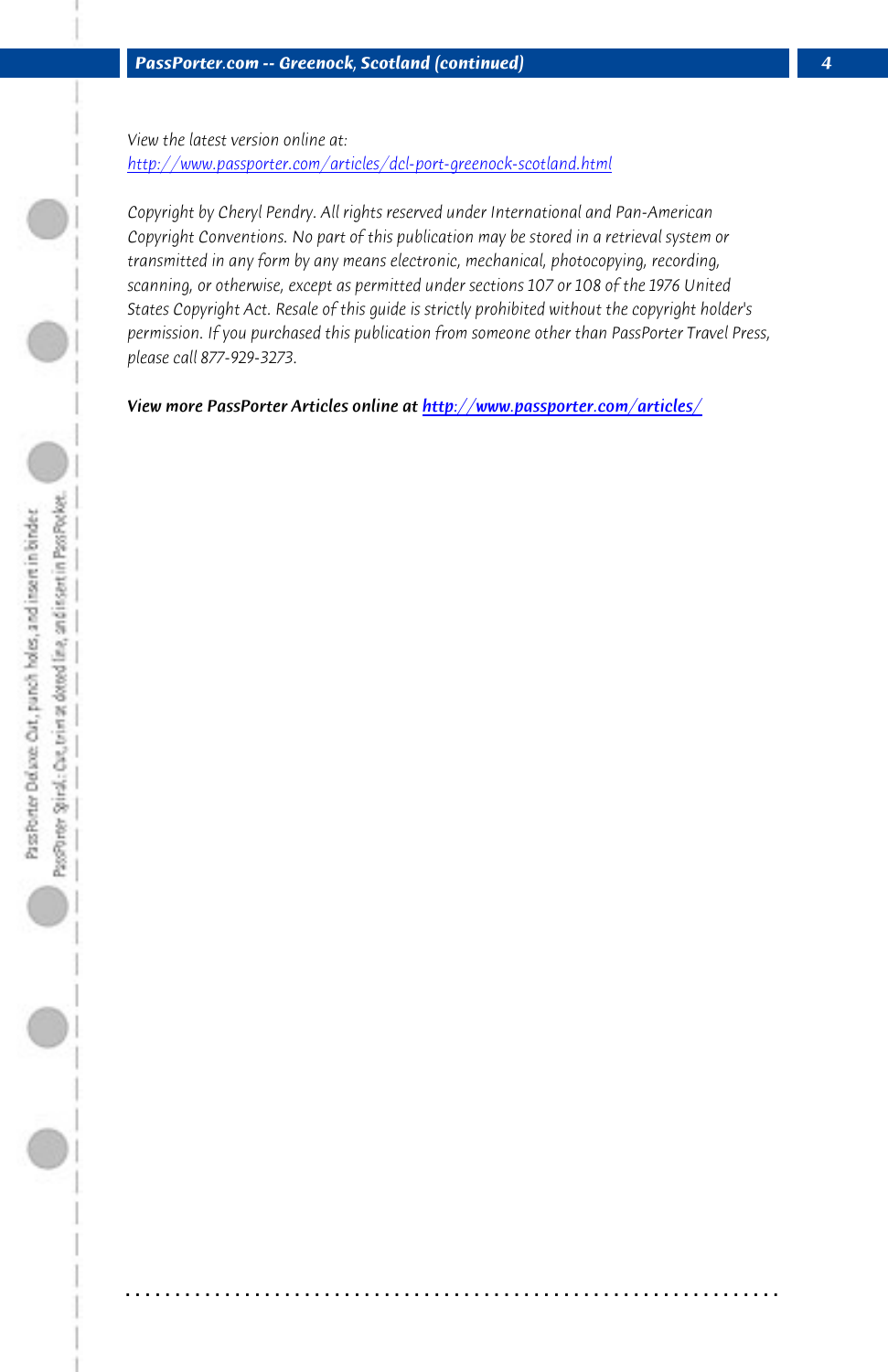*View the latest version online at:*
*[http://www.passporter.com/articles/dcl-port-greenock-scotland.html](http://www.passporter.com/articles/dcl-port-greenock-scotland.html)*

*Copyright by Cheryl Pendry. All rights reserved under International and Pan-American Copyright Conventions. No part of this publication may be stored in a retrieval system or transmitted in any form by any means electronic, mechanical, photocopying, recording, scanning, or otherwise, except as permitted under sections 107 or 108 of the 1976 United States Copyright Act. Resale of this guide is strictly prohibited without the copyright holder's permission. If you purchased this publication from someone other than PassPorter Travel Press, please call 877-929-3273.*

**View more PassPorter Articles online at [http://www.passporter.com/articles/](http://www.passporter.com/articles/)**